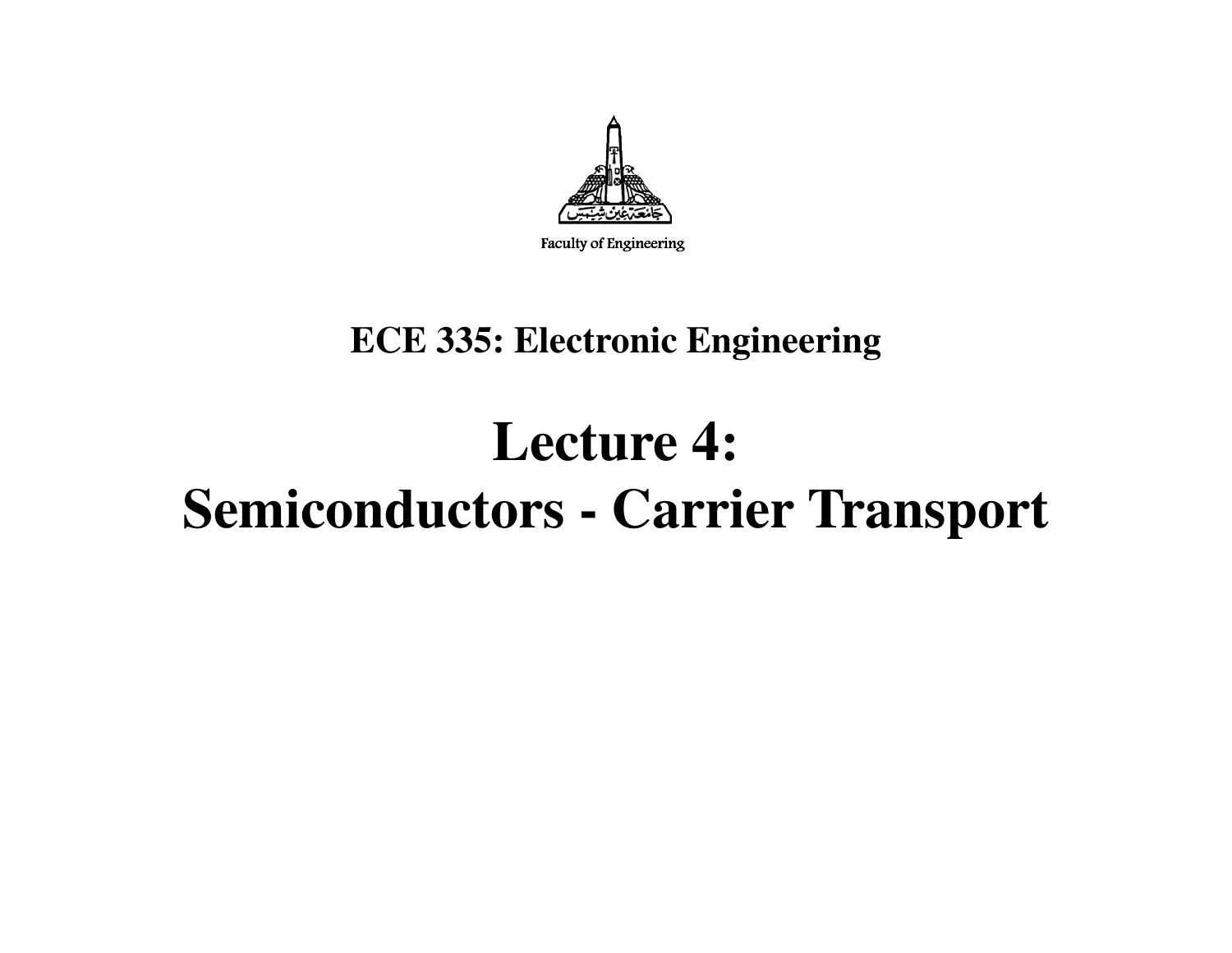Faculty of Engineering

## ECE 335: Electronic Engineering

# Lecture 4:
# Semiconductors - Carrier Transport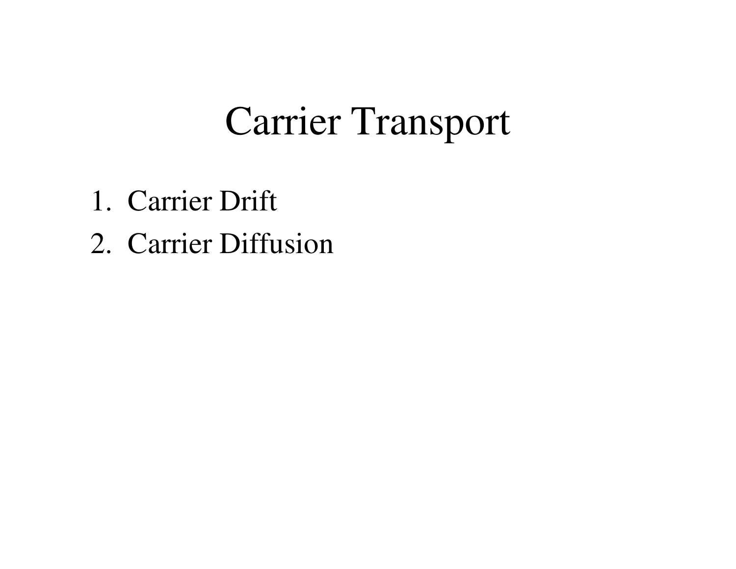# Carrier Transport

1. Carrier Drift
2. Carrier Diffusion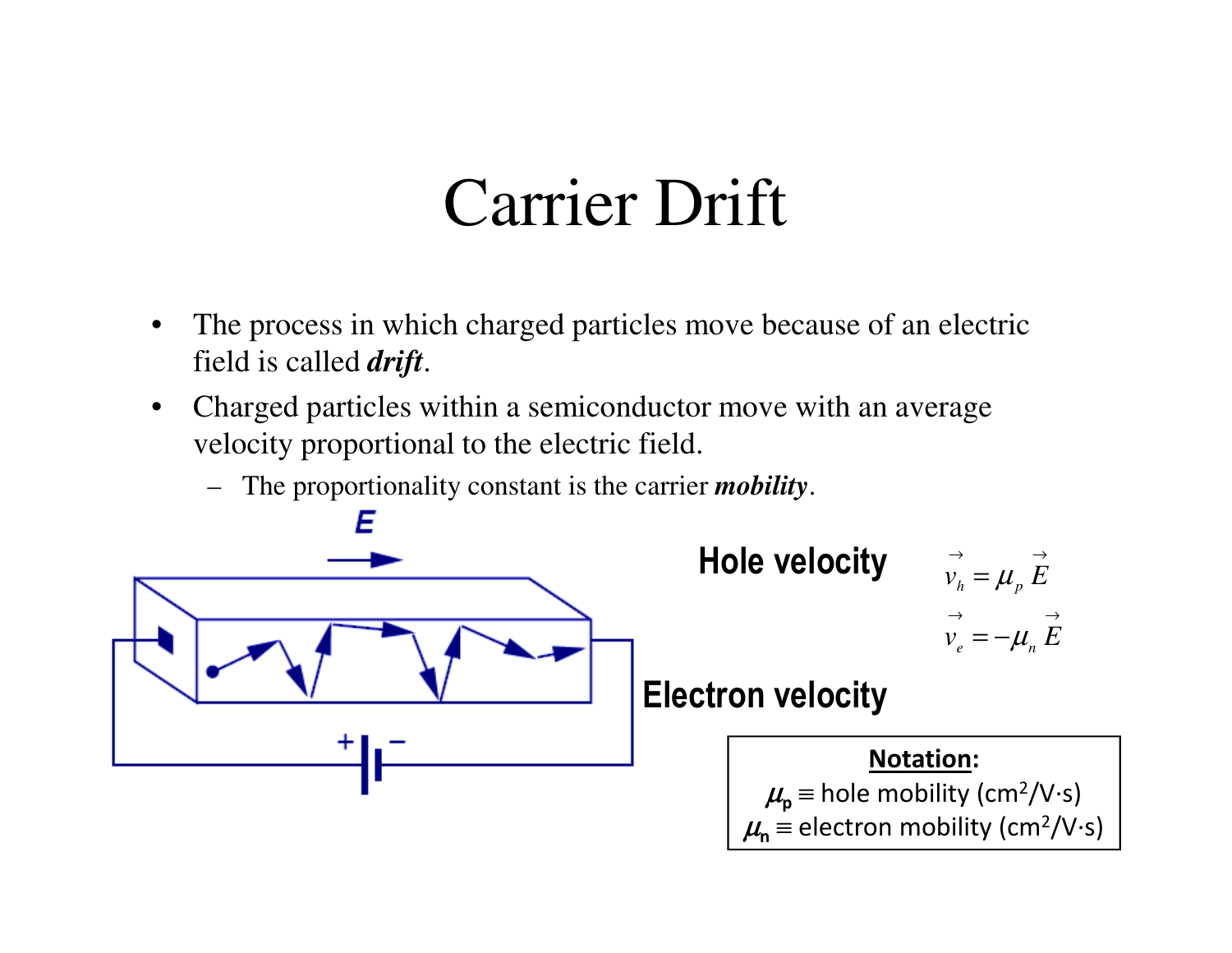# Carrier Drift

- The process in which charged particles move because of an electric field is called ***drift***.
- Charged particles within a semiconductor move with an average velocity proportional to the electric field.
  - The proportionality constant is the carrier ***mobility***.

**Hole velocity**

$$\vec{v}_h = \mu_p \vec{E}$$

$$\vec{v}_e = -\mu_n \vec{E}$$

**Electron velocity**

**Notation:**

$\mu_p \equiv$ hole mobility (cm$^2$/V·s)

$\mu_n \equiv$ electron mobility (cm$^2$/V·s)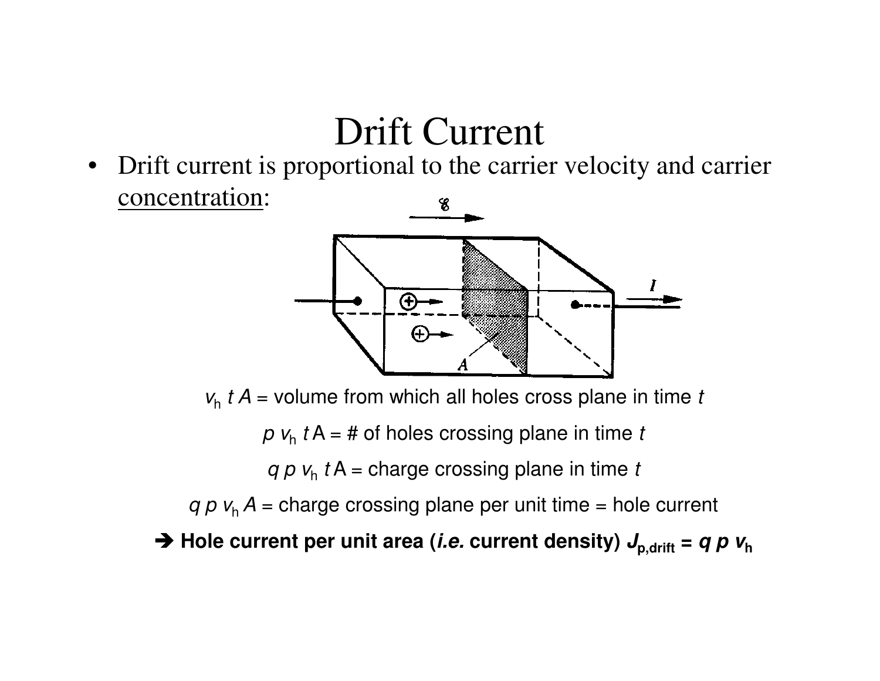# Drift Current

- Drift current is proportional to the carrier velocity and carrier concentration:

$v_h\ t\ A$ = volume from which all holes cross plane in time $t$

$p\ v_h\ t\ A$ = # of holes crossing plane in time $t$

$q\ p\ v_h\ t\ A$ = charge crossing plane in time $t$

$q\ p\ v_h\ A$ = charge crossing plane per unit time = hole current

➔ **Hole current per unit area (*i.e.* current density) $J_{p,drift} = q\ p\ v_h$**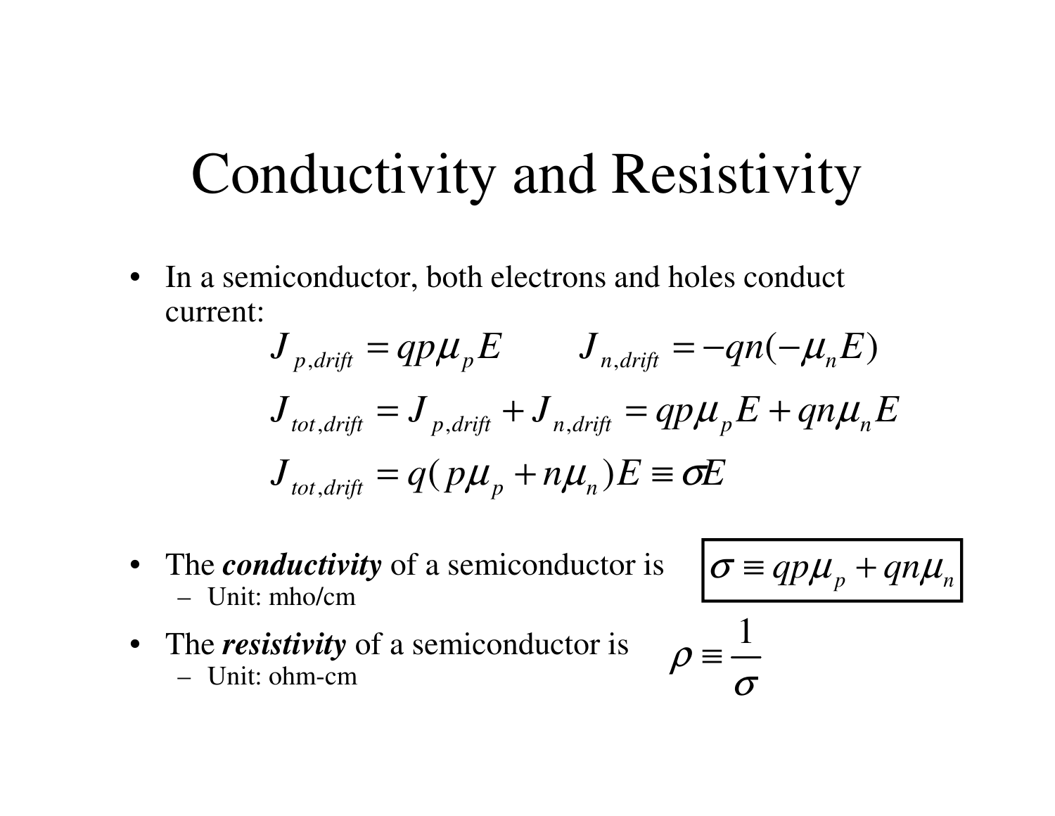# Conductivity and Resistivity

- In a semiconductor, both electrons and holes conduct current:

$$J_{p,drift} = qp\mu_p E \qquad J_{n,drift} = -qn(-\mu_n E)$$

$$J_{tot,drift} = J_{p,drift} + J_{n,drift} = qp\mu_p E + qn\mu_n E$$

$$J_{tot,drift} = q(p\mu_p + n\mu_n)E \equiv \sigma E$$

- The ***conductivity*** of a semiconductor is $\boxed{\sigma \equiv qp\mu_p + qn\mu_n}$
  - Unit: mho/cm
- The ***resistivity*** of a semiconductor is $\rho \equiv \dfrac{1}{\sigma}$
  - Unit: ohm-cm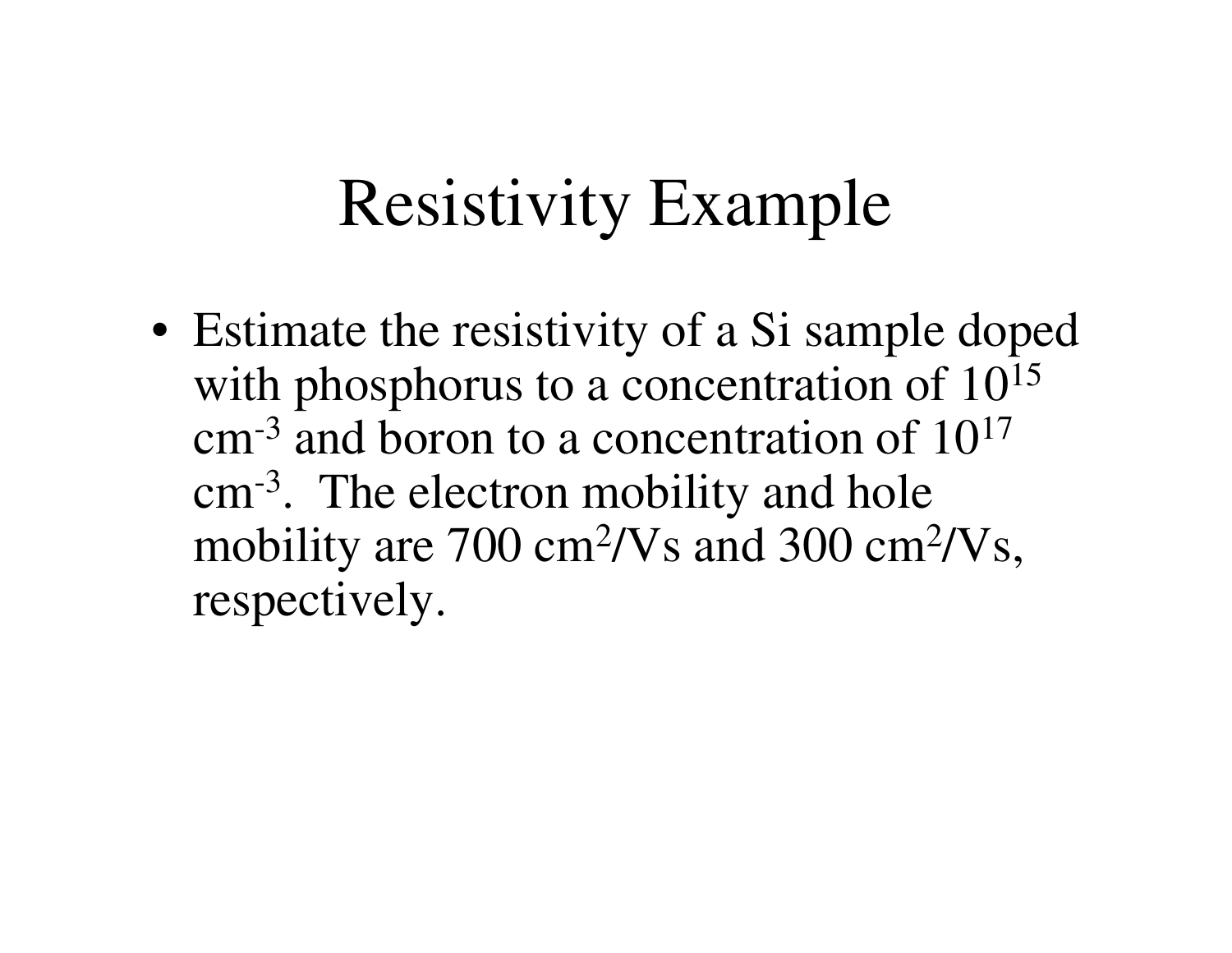# Resistivity Example

- Estimate the resistivity of a Si sample doped with phosphorus to a concentration of $10^{15}$ $cm^{-3}$ and boron to a concentration of $10^{17}$ $cm^{-3}$. The electron mobility and hole mobility are 700 $cm^2/Vs$ and 300 $cm^2/Vs$, respectively.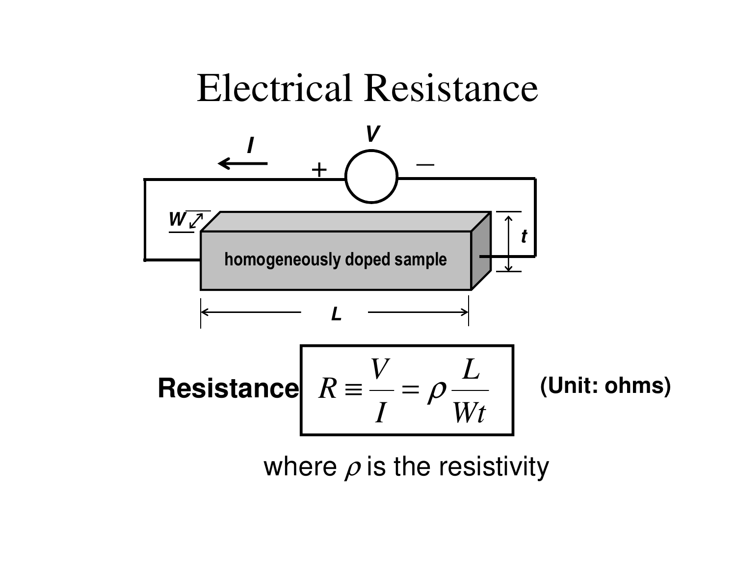# Electrical Resistance

homogeneously doped sample

**Resistance** $$R \equiv \frac{V}{I} = \rho \frac{L}{Wt}$$ **(Unit: ohms)**

where $\rho$ is the resistivity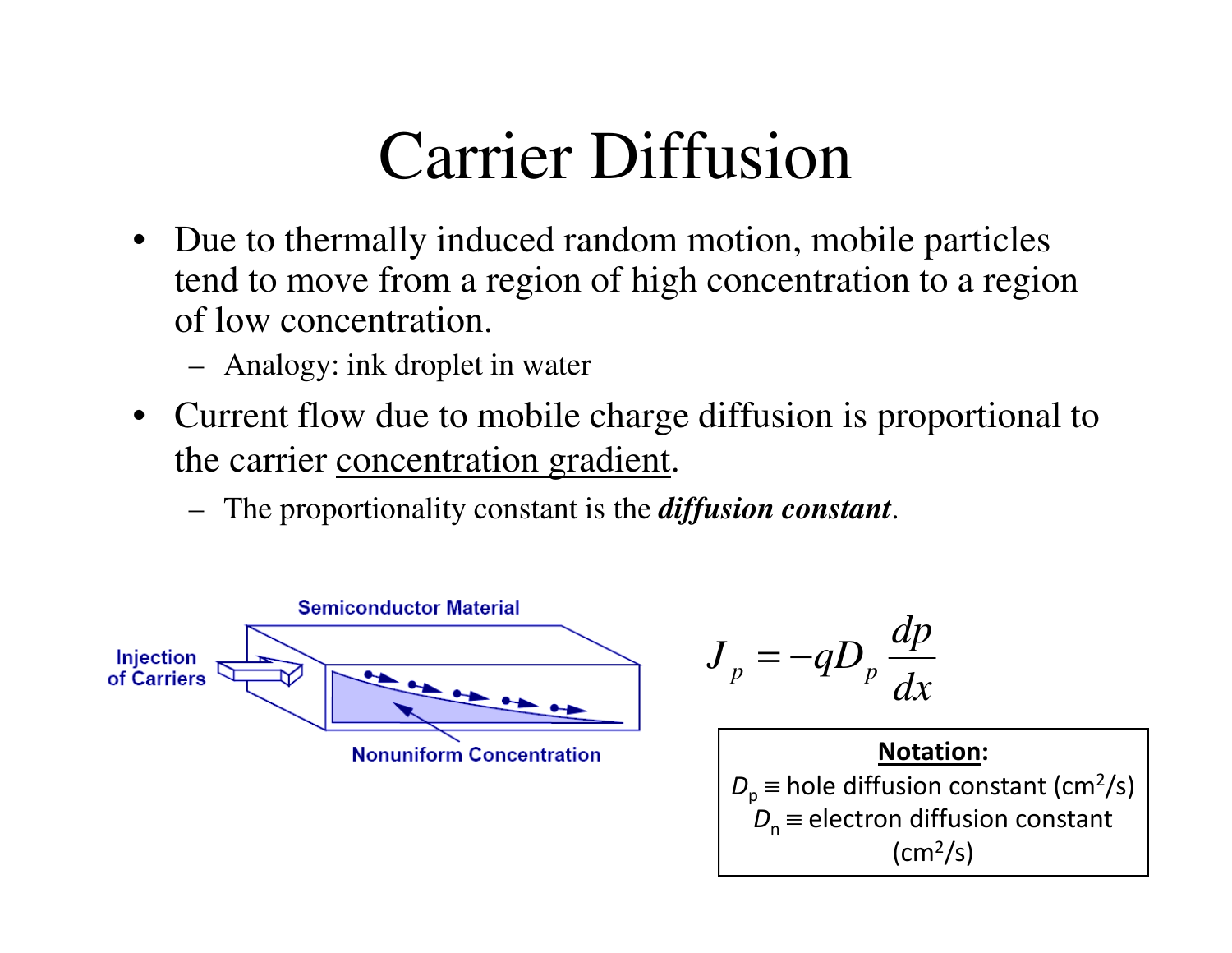# Carrier Diffusion

- Due to thermally induced random motion, mobile particles tend to move from a region of high concentration to a region of low concentration.
  - Analogy: ink droplet in water
- Current flow due to mobile charge diffusion is proportional to the carrier concentration gradient.
  - The proportionality constant is the ***diffusion constant***.

Semiconductor Material

Injection of Carriers

Nonuniform Concentration

$$J_p = -qD_p \frac{dp}{dx}$$

**Notation:**

$D_p \equiv$ hole diffusion constant (cm$^2$/s)

$D_n \equiv$ electron diffusion constant (cm$^2$/s)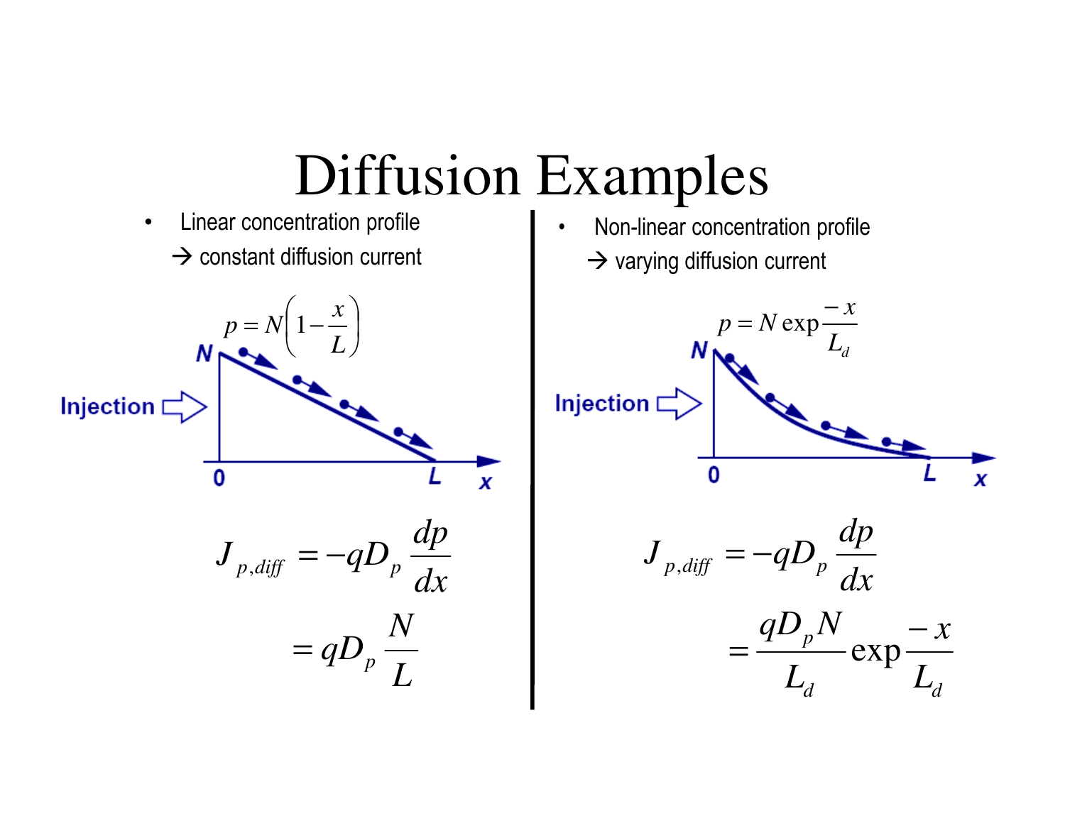# Diffusion Examples

- Linear concentration profile
  → constant diffusion current

$$p = N\left(1 - \frac{x}{L}\right)$$

$$J_{p,diff} = -qD_p \frac{dp}{dx}$$

$$= qD_p \frac{N}{L}$$

- Non-linear concentration profile
  → varying diffusion current

$$p = N \exp\frac{-x}{L_d}$$

$$J_{p,diff} = -qD_p \frac{dp}{dx}$$

$$= \frac{qD_p N}{L_d} \exp\frac{-x}{L_d}$$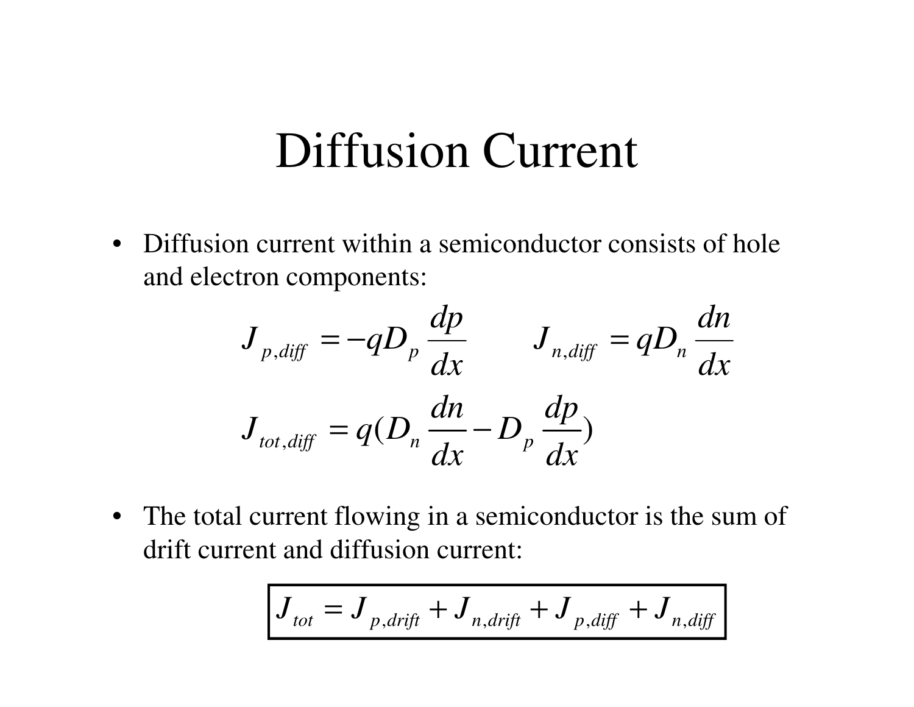# Diffusion Current

- Diffusion current within a semiconductor consists of hole and electron components:

$$J_{p,diff} = -qD_p \frac{dp}{dx} \qquad J_{n,diff} = qD_n \frac{dn}{dx}$$

$$J_{tot,diff} = q(D_n \frac{dn}{dx} - D_p \frac{dp}{dx})$$

- The total current flowing in a semiconductor is the sum of drift current and diffusion current:

$$\boxed{J_{tot} = J_{p,drift} + J_{n,drift} + J_{p,diff} + J_{n,diff}}$$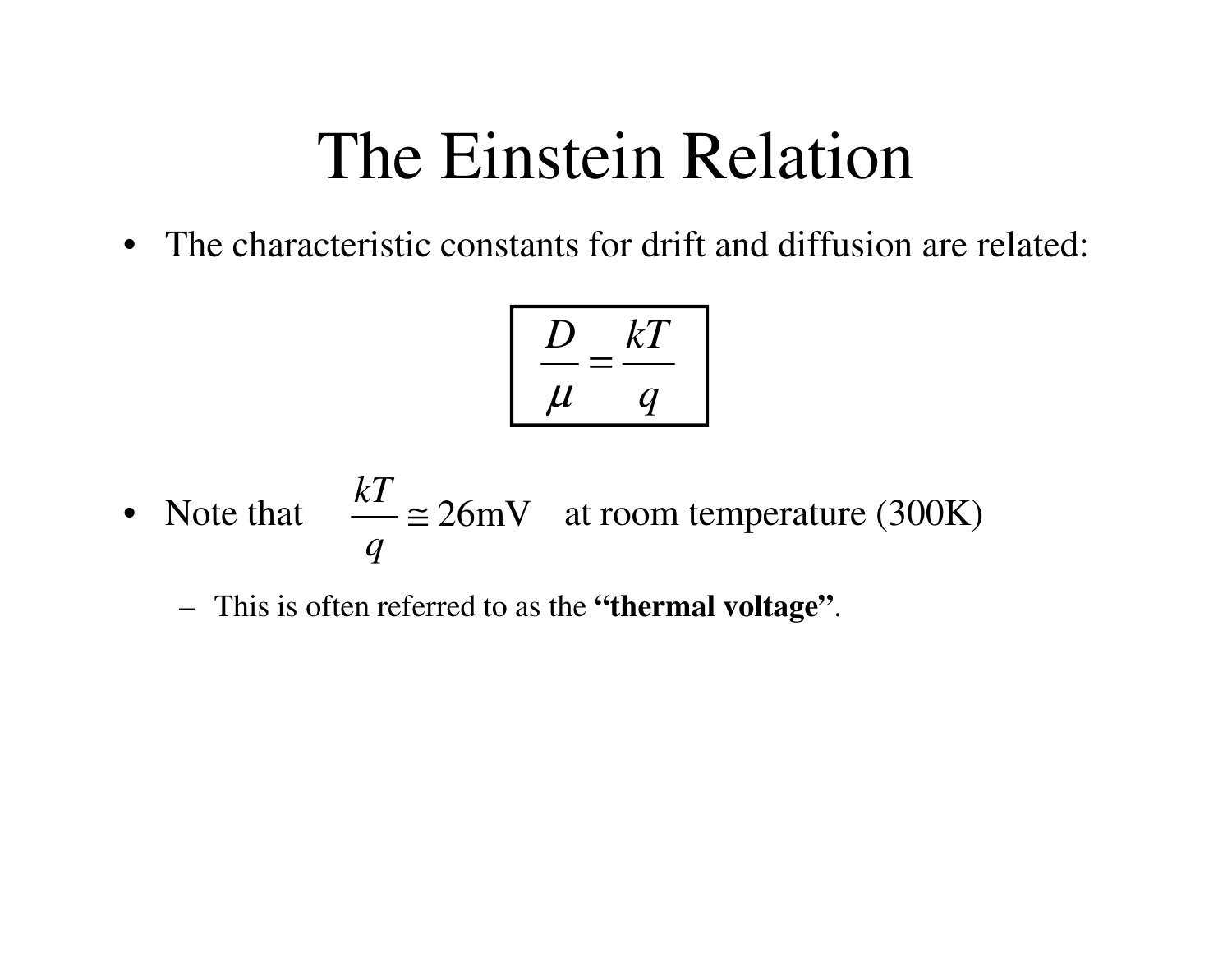# The Einstein Relation

- The characteristic constants for drift and diffusion are related:

$$\frac{D}{\mu} = \frac{kT}{q}$$

- Note that $\frac{kT}{q} \cong 26\text{mV}$ at room temperature (300K)
  - This is often referred to as the **"thermal voltage"**.